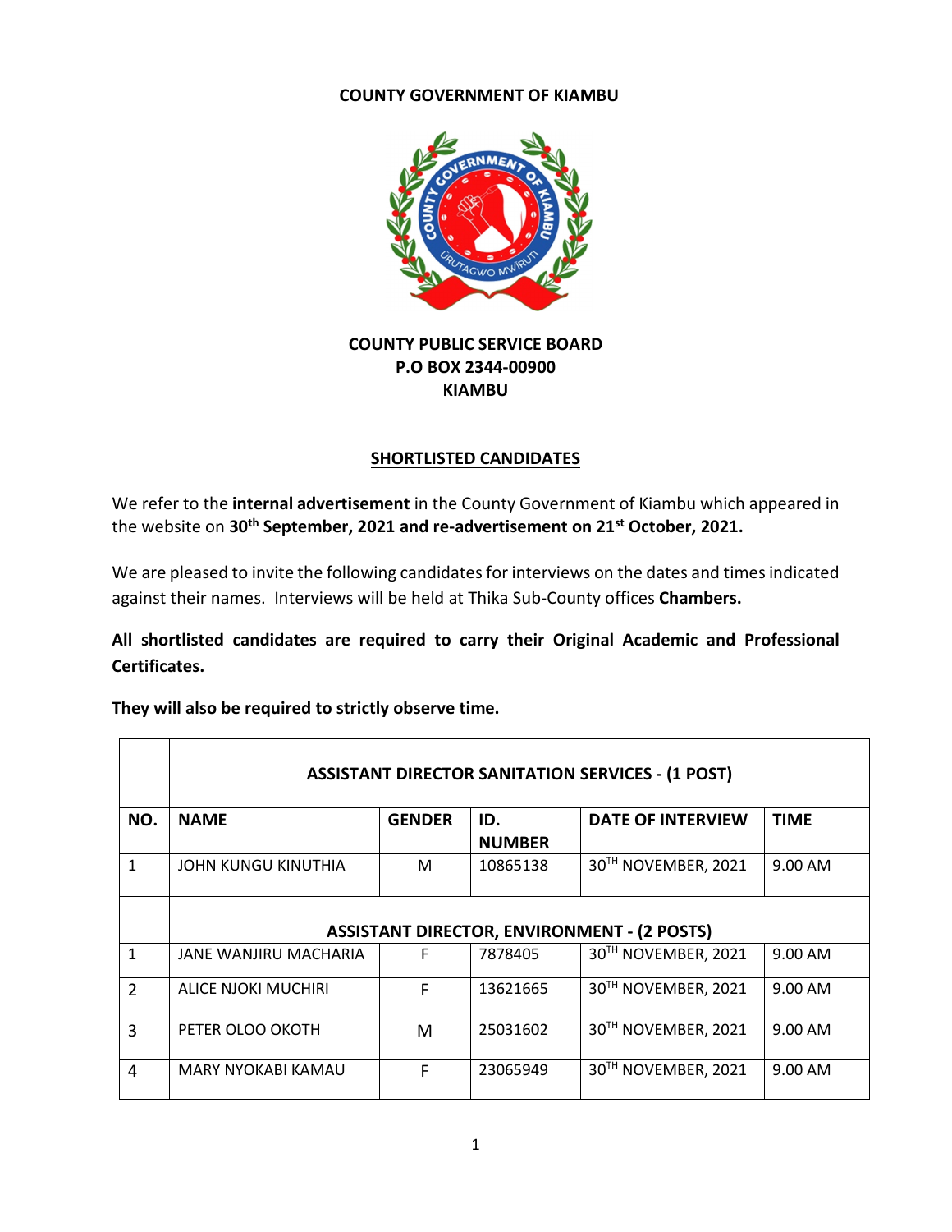**COUNTY GOVERNMENT OF KIAMBU**

**COUNTY PUBLIC SERVICE BOARD**
**P.O BOX 2344-00900**
**KIAMBU**

## SHORTLISTED CANDIDATES

We refer to the **internal advertisement** in the County Government of Kiambu which appeared in the website on **30th September, 2021 and re-advertisement on 21st October, 2021.**

We are pleased to invite the following candidates for interviews on the dates and times indicated against their names. Interviews will be held at Thika Sub-County offices **Chambers.**

**All shortlisted candidates are required to carry their Original Academic and Professional Certificates.**

**They will also be required to strictly observe time.**

| | **ASSISTANT DIRECTOR SANITATION SERVICES - (1 POST)** | | | | |
|---|---|---|---|---|---|
| **NO.** | **NAME** | **GENDER** | **ID. NUMBER** | **DATE OF INTERVIEW** | **TIME** |
| 1 | JOHN KUNGU KINUTHIA | M | 10865138 | 30TH NOVEMBER, 2021 | 9.00 AM |
| | **ASSISTANT DIRECTOR, ENVIRONMENT - (2 POSTS)** | | | | |
| 1 | JANE WANJIRU MACHARIA | F | 7878405 | 30TH NOVEMBER, 2021 | 9.00 AM |
| 2 | ALICE NJOKI MUCHIRI | F | 13621665 | 30TH NOVEMBER, 2021 | 9.00 AM |
| 3 | PETER OLOO OKOTH | M | 25031602 | 30TH NOVEMBER, 2021 | 9.00 AM |
| 4 | MARY NYOKABI KAMAU | F | 23065949 | 30TH NOVEMBER, 2021 | 9.00 AM |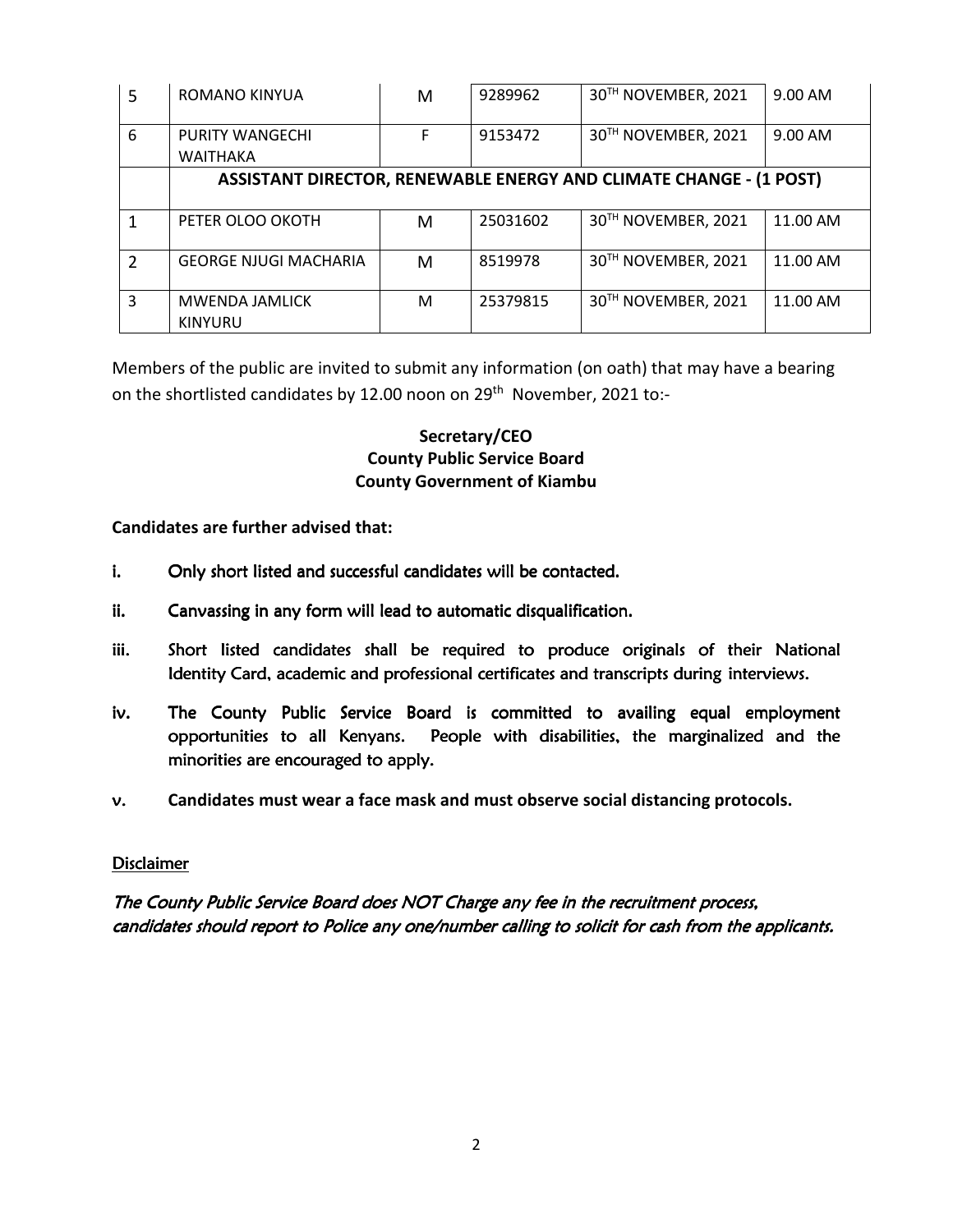| | | | | | |
|---|---|---|---|---|---|
| 5 | ROMANO KINYUA | M | 9289962 | 30TH NOVEMBER, 2021 | 9.00 AM |
| 6 | PURITY WANGECHI WAITHAKA | F | 9153472 | 30TH NOVEMBER, 2021 | 9.00 AM |
| | **ASSISTANT DIRECTOR, RENEWABLE ENERGY AND CLIMATE CHANGE - (1 POST)** | | | | |
| 1 | PETER OLOO OKOTH | M | 25031602 | 30TH NOVEMBER, 2021 | 11.00 AM |
| 2 | GEORGE NJUGI MACHARIA | M | 8519978 | 30TH NOVEMBER, 2021 | 11.00 AM |
| 3 | MWENDA JAMLICK KINYURU | M | 25379815 | 30TH NOVEMBER, 2021 | 11.00 AM |

Members of the public are invited to submit any information (on oath) that may have a bearing on the shortlisted candidates by 12.00 noon on 29th November, 2021 to:-

**Secretary/CEO**
**County Public Service Board**
**County Government of Kiambu**

**Candidates are further advised that:**

i. Only short listed and successful candidates will be contacted.

ii. Canvassing in any form will lead to automatic disqualification.

iii. Short listed candidates shall be required to produce originals of their National Identity Card, academic and professional certificates and transcripts during interviews.

iv. The County Public Service Board is committed to availing equal employment opportunities to all Kenyans. People with disabilities, the marginalized and the minorities are encouraged to apply.

v. **Candidates must wear a face mask and must observe social distancing protocols.**

Disclaimer

*The County Public Service Board does NOT Charge any fee in the recruitment process, candidates should report to Police any one/number calling to solicit for cash from the applicants.*